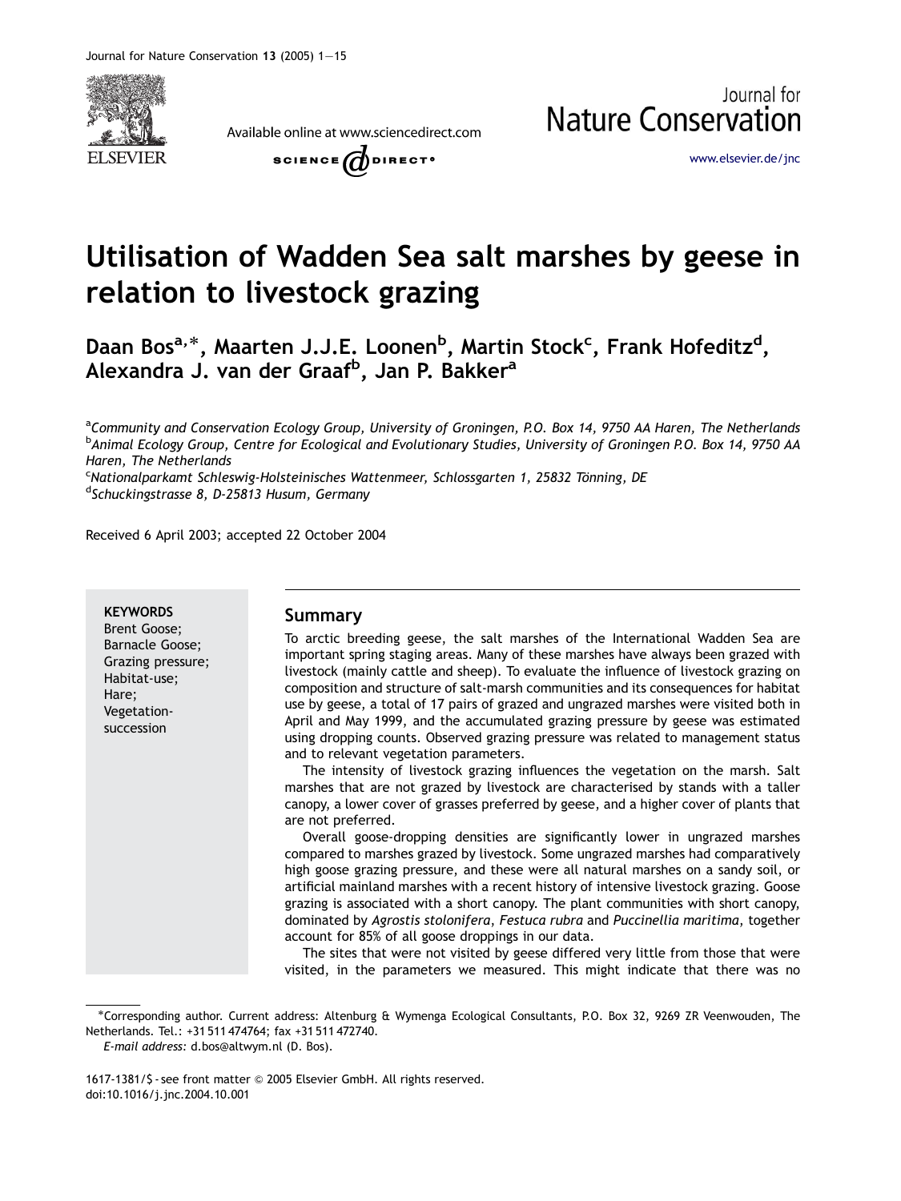# Utilisation of Wadden Sea salt marshes by geese in relation to livestock grazing

**Daan Bos[a,*], Maarten J.J.E. Loonen[b], Martin Stock[c], Frank Hofeditz[d], Alexandra J. van der Graaf[b], Jan P. Bakker[a]**

[a] *Community and Conservation Ecology Group, University of Groningen, P.O. Box 14, 9750 AA Haren, The Netherlands*
[b] *Animal Ecology Group, Centre for Ecological and Evolutionary Studies, University of Groningen P.O. Box 14, 9750 AA Haren, The Netherlands*
[c] *Nationalparkamt Schleswig-Holsteinisches Wattenmeer, Schlossgarten 1, 25832 Tönning, DE*
[d] *Schuckingstrasse 8, D-25813 Husum, Germany*

Received 6 April 2003; accepted 22 October 2004

**KEYWORDS**
Brent Goose;
Barnacle Goose;
Grazing pressure;
Habitat-use;
Hare;
Vegetation-succession

## Summary

To arctic breeding geese, the salt marshes of the International Wadden Sea are important spring staging areas. Many of these marshes have always been grazed with livestock (mainly cattle and sheep). To evaluate the influence of livestock grazing on composition and structure of salt-marsh communities and its consequences for habitat use by geese, a total of 17 pairs of grazed and ungrazed marshes were visited both in April and May 1999, and the accumulated grazing pressure by geese was estimated using dropping counts. Observed grazing pressure was related to management status and to relevant vegetation parameters.

The intensity of livestock grazing influences the vegetation on the marsh. Salt marshes that are not grazed by livestock are characterised by stands with a taller canopy, a lower cover of grasses preferred by geese, and a higher cover of plants that are not preferred.

Overall goose-dropping densities are significantly lower in ungrazed marshes compared to marshes grazed by livestock. Some ungrazed marshes had comparatively high goose grazing pressure, and these were all natural marshes on a sandy soil, or artificial mainland marshes with a recent history of intensive livestock grazing. Goose grazing is associated with a short canopy. The plant communities with short canopy, dominated by *Agrostis stolonifera*, *Festuca rubra* and *Puccinellia maritima*, together account for 85% of all goose droppings in our data.

The sites that were not visited by geese differed very little from those that were visited, in the parameters we measured. This might indicate that there was no

---

*Corresponding author. Current address: Altenburg & Wymenga Ecological Consultants, P.O. Box 32, 9269 ZR Veenwouden, The Netherlands. Tel.: +31 511 474764; fax +31 511 472740.
*E-mail address:* d.bos@altwym.nl (D. Bos).

1617-1381/$ - see front matter © 2005 Elsevier GmbH. All rights reserved.
doi:10.1016/j.jnc.2004.10.001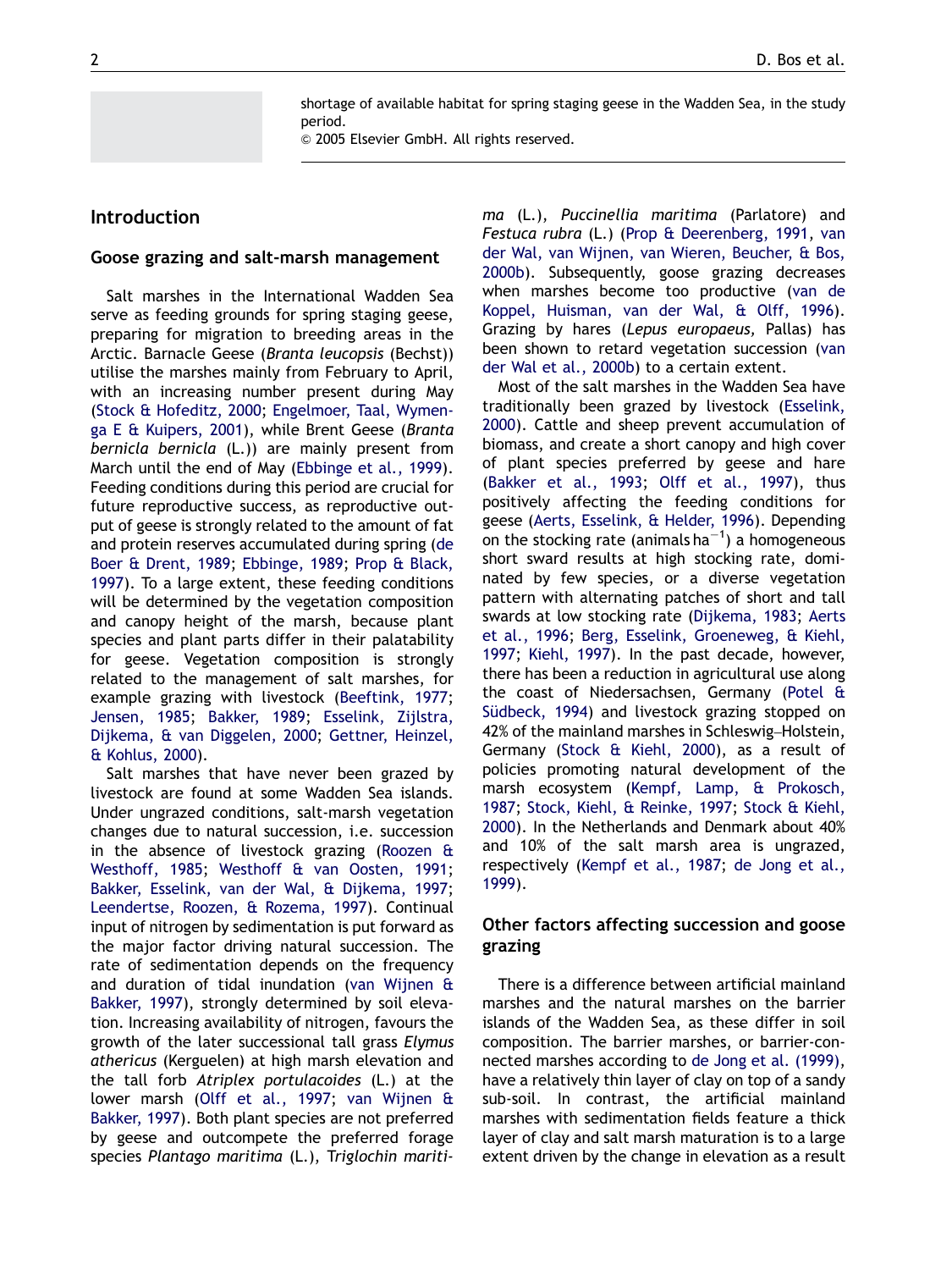shortage of available habitat for spring staging geese in the Wadden Sea, in the study period.

© 2005 Elsevier GmbH. All rights reserved.

## Introduction

### Goose grazing and salt-marsh management

Salt marshes in the International Wadden Sea serve as feeding grounds for spring staging geese, preparing for migration to breeding areas in the Arctic. Barnacle Geese (*Branta leucopsis* (Bechst)) utilise the marshes mainly from February to April, with an increasing number present during May (Stock & Hofeditz, 2000; Engelmoer, Taal, Wymenga E & Kuipers, 2001), while Brent Geese (*Branta bernicla bernicla* (L.)) are mainly present from March until the end of May (Ebbinge et al., 1999). Feeding conditions during this period are crucial for future reproductive success, as reproductive output of geese is strongly related to the amount of fat and protein reserves accumulated during spring (de Boer & Drent, 1989; Ebbinge, 1989; Prop & Black, 1997). To a large extent, these feeding conditions will be determined by the vegetation composition and canopy height of the marsh, because plant species and plant parts differ in their palatability for geese. Vegetation composition is strongly related to the management of salt marshes, for example grazing with livestock (Beeftink, 1977; Jensen, 1985; Bakker, 1989; Esselink, Zijlstra, Dijkema, & van Diggelen, 2000; Gettner, Heinzel, & Kohlus, 2000).

Salt marshes that have never been grazed by livestock are found at some Wadden Sea islands. Under ungrazed conditions, salt-marsh vegetation changes due to natural succession, i.e. succession in the absence of livestock grazing (Roozen & Westhoff, 1985; Westhoff & van Oosten, 1991; Bakker, Esselink, van der Wal, & Dijkema, 1997; Leendertse, Roozen, & Rozema, 1997). Continual input of nitrogen by sedimentation is put forward as the major factor driving natural succession. The rate of sedimentation depends on the frequency and duration of tidal inundation (van Wijnen & Bakker, 1997), strongly determined by soil elevation. Increasing availability of nitrogen, favours the growth of the later successional tall grass *Elymus athericus* (Kerguelen) at high marsh elevation and the tall forb *Atriplex portulacoides* (L.) at the lower marsh (Olff et al., 1997; van Wijnen & Bakker, 1997). Both plant species are not preferred by geese and outcompete the preferred forage species *Plantago maritima* (L.), *Triglochin maritima* (L.), *Puccinellia maritima* (Parlatore) and *Festuca rubra* (L.) (Prop & Deerenberg, 1991, van der Wal, van Wijnen, van Wieren, Beucher, & Bos, 2000b). Subsequently, goose grazing decreases when marshes become too productive (van de Koppel, Huisman, van der Wal, & Olff, 1996). Grazing by hares (*Lepus europaeus,* Pallas) has been shown to retard vegetation succession (van der Wal et al., 2000b) to a certain extent.

Most of the salt marshes in the Wadden Sea have traditionally been grazed by livestock (Esselink, 2000). Cattle and sheep prevent accumulation of biomass, and create a short canopy and high cover of plant species preferred by geese and hare (Bakker et al., 1993; Olff et al., 1997), thus positively affecting the feeding conditions for geese (Aerts, Esselink, & Helder, 1996). Depending on the stocking rate (animals $ha^{-1}$) a homogeneous short sward results at high stocking rate, dominated by few species, or a diverse vegetation pattern with alternating patches of short and tall swards at low stocking rate (Dijkema, 1983; Aerts et al., 1996; Berg, Esselink, Groeneweg, & Kiehl, 1997; Kiehl, 1997). In the past decade, however, there has been a reduction in agricultural use along the coast of Niedersachsen, Germany (Potel & Südbeck, 1994) and livestock grazing stopped on 42% of the mainland marshes in Schleswig–Holstein, Germany (Stock & Kiehl, 2000), as a result of policies promoting natural development of the marsh ecosystem (Kempf, Lamp, & Prokosch, 1987; Stock, Kiehl, & Reinke, 1997; Stock & Kiehl, 2000). In the Netherlands and Denmark about 40% and 10% of the salt marsh area is ungrazed, respectively (Kempf et al., 1987; de Jong et al., 1999).

### Other factors affecting succession and goose grazing

There is a difference between artificial mainland marshes and the natural marshes on the barrier islands of the Wadden Sea, as these differ in soil composition. The barrier marshes, or barrier-connected marshes according to de Jong et al. (1999), have a relatively thin layer of clay on top of a sandy sub-soil. In contrast, the artificial mainland marshes with sedimentation fields feature a thick layer of clay and salt marsh maturation is to a large extent driven by the change in elevation as a result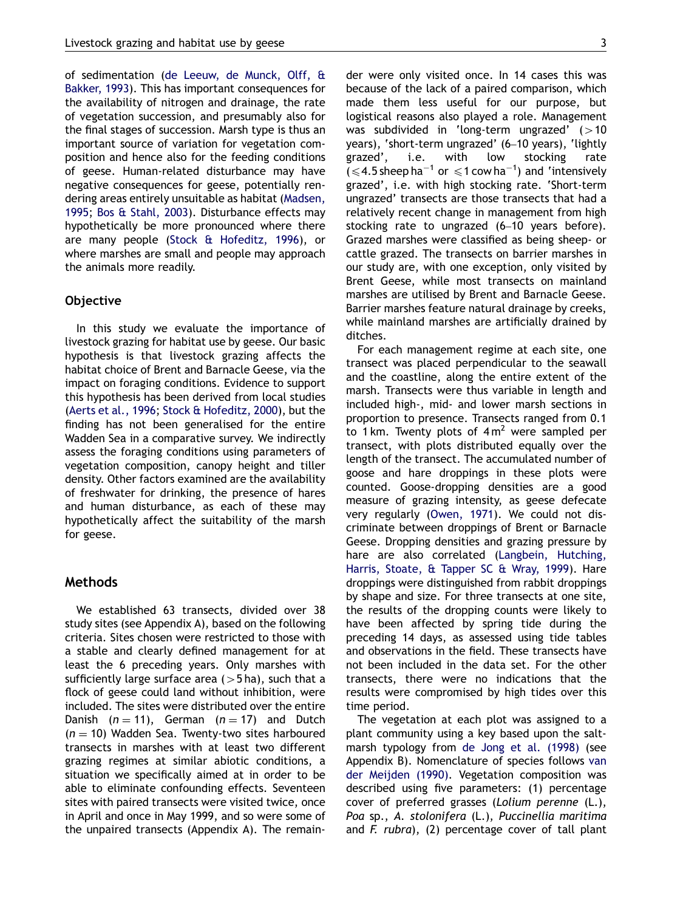of sedimentation (de Leeuw, de Munck, Olff, & Bakker, 1993). This has important consequences for the availability of nitrogen and drainage, the rate of vegetation succession, and presumably also for the final stages of succession. Marsh type is thus an important source of variation for vegetation composition and hence also for the feeding conditions of geese. Human-related disturbance may have negative consequences for geese, potentially rendering areas entirely unsuitable as habitat (Madsen, 1995; Bos & Stahl, 2003). Disturbance effects may hypothetically be more pronounced where there are many people (Stock & Hofeditz, 1996), or where marshes are small and people may approach the animals more readily.

## Objective

In this study we evaluate the importance of livestock grazing for habitat use by geese. Our basic hypothesis is that livestock grazing affects the habitat choice of Brent and Barnacle Geese, via the impact on foraging conditions. Evidence to support this hypothesis has been derived from local studies (Aerts et al., 1996; Stock & Hofeditz, 2000), but the finding has not been generalised for the entire Wadden Sea in a comparative survey. We indirectly assess the foraging conditions using parameters of vegetation composition, canopy height and tiller density. Other factors examined are the availability of freshwater for drinking, the presence of hares and human disturbance, as each of these may hypothetically affect the suitability of the marsh for geese.

## Methods

We established 63 transects, divided over 38 study sites (see Appendix A), based on the following criteria. Sites chosen were restricted to those with a stable and clearly defined management for at least the 6 preceding years. Only marshes with sufficiently large surface area ($>5$ ha), such that a flock of geese could land without inhibition, were included. The sites were distributed over the entire Danish ($n=11$), German ($n=17$) and Dutch ($n=10$) Wadden Sea. Twenty-two sites harboured transects in marshes with at least two different grazing regimes at similar abiotic conditions, a situation we specifically aimed at in order to be able to eliminate confounding effects. Seventeen sites with paired transects were visited twice, once in April and once in May 1999, and so were some of the unpaired transects (Appendix A). The remainder were only visited once. In 14 cases this was because of the lack of a paired comparison, which made them less useful for our purpose, but logistical reasons also played a role. Management was subdivided in 'long-term ungrazed' ($>10$ years), 'short-term ungrazed' (6–10 years), 'lightly grazed', i.e. with low stocking rate ($\leqslant 4.5$ sheep ha$^{-1}$ or $\leqslant 1$ cow ha$^{-1}$) and 'intensively grazed', i.e. with high stocking rate. 'Short-term ungrazed' transects are those transects that had a relatively recent change in management from high stocking rate to ungrazed (6–10 years before). Grazed marshes were classified as being sheep- or cattle grazed. The transects on barrier marshes in our study are, with one exception, only visited by Brent Geese, while most transects on mainland marshes are utilised by Brent and Barnacle Geese. Barrier marshes feature natural drainage by creeks, while mainland marshes are artificially drained by ditches.

For each management regime at each site, one transect was placed perpendicular to the seawall and the coastline, along the entire extent of the marsh. Transects were thus variable in length and included high-, mid- and lower marsh sections in proportion to presence. Transects ranged from 0.1 to 1 km. Twenty plots of 4 m$^2$ were sampled per transect, with plots distributed equally over the length of the transect. The accumulated number of goose and hare droppings in these plots were counted. Goose-dropping densities are a good measure of grazing intensity, as geese defecate very regularly (Owen, 1971). We could not discriminate between droppings of Brent or Barnacle Geese. Dropping densities and grazing pressure by hare are also correlated (Langbein, Hutching, Harris, Stoate, & Tapper SC & Wray, 1999). Hare droppings were distinguished from rabbit droppings by shape and size. For three transects at one site, the results of the dropping counts were likely to have been affected by spring tide during the preceding 14 days, as assessed using tide tables and observations in the field. These transects have not been included in the data set. For the other transects, there were no indications that the results were compromised by high tides over this time period.

The vegetation at each plot was assigned to a plant community using a key based upon the saltmarsh typology from de Jong et al. (1998) (see Appendix B). Nomenclature of species follows van der Meijden (1990). Vegetation composition was described using five parameters: (1) percentage cover of preferred grasses (*Lolium perenne* (L.), *Poa* sp., *A. stolonifera* (L.), *Puccinellia maritima* and *F. rubra*), (2) percentage cover of tall plant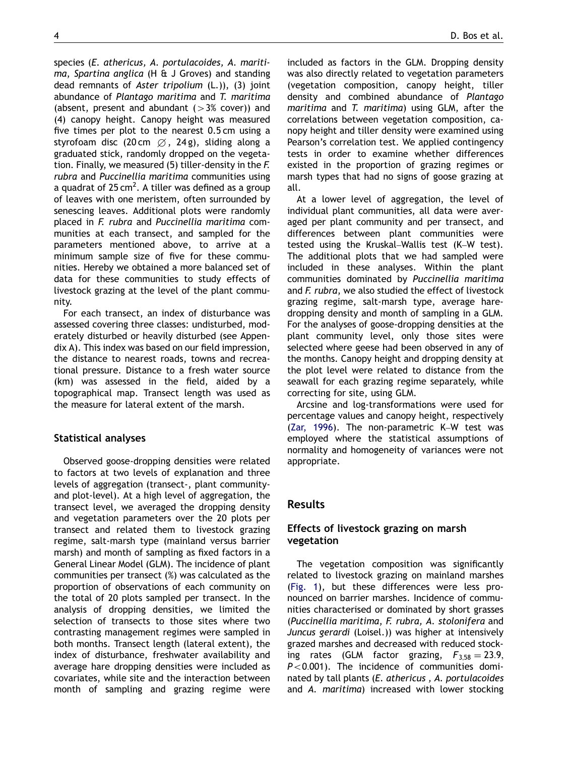species (*E. athericus, A. portulacoides, A. maritima, Spartina anglica* (H & J Groves) and standing dead remnants of *Aster tripolium* (L.)), (3) joint abundance of *Plantago maritima* and *T. maritima* (absent, present and abundant (>3% cover)) and (4) canopy height. Canopy height was measured five times per plot to the nearest 0.5 cm using a styrofoam disc (20 cm ∅, 24 g), sliding along a graduated stick, randomly dropped on the vegetation. Finally, we measured (5) tiller-density in the *F. rubra* and *Puccinellia maritima* communities using a quadrat of 25 $cm^2$. A tiller was defined as a group of leaves with one meristem, often surrounded by senescing leaves. Additional plots were randomly placed in *F. rubra* and *Puccinellia maritima* communities at each transect, and sampled for the parameters mentioned above, to arrive at a minimum sample size of five for these communities. Hereby we obtained a more balanced set of data for these communities to study effects of livestock grazing at the level of the plant community.

For each transect, an index of disturbance was assessed covering three classes: undisturbed, moderately disturbed or heavily disturbed (see Appendix A). This index was based on our field impression, the distance to nearest roads, towns and recreational pressure. Distance to a fresh water source (km) was assessed in the field, aided by a topographical map. Transect length was used as the measure for lateral extent of the marsh.

### Statistical analyses

Observed goose-dropping densities were related to factors at two levels of explanation and three levels of aggregation (transect-, plant community- and plot-level). At a high level of aggregation, the transect level, we averaged the dropping density and vegetation parameters over the 20 plots per transect and related them to livestock grazing regime, salt-marsh type (mainland versus barrier marsh) and month of sampling as fixed factors in a General Linear Model (GLM). The incidence of plant communities per transect (%) was calculated as the proportion of observations of each community on the total of 20 plots sampled per transect. In the analysis of dropping densities, we limited the selection of transects to those sites where two contrasting management regimes were sampled in both months. Transect length (lateral extent), the index of disturbance, freshwater availability and average hare dropping densities were included as covariates, while site and the interaction between month of sampling and grazing regime were included as factors in the GLM. Dropping density was also directly related to vegetation parameters (vegetation composition, canopy height, tiller density and combined abundance of *Plantago maritima* and *T. maritima*) using GLM, after the correlations between vegetation composition, canopy height and tiller density were examined using Pearson's correlation test. We applied contingency tests in order to examine whether differences existed in the proportion of grazing regimes or marsh types that had no signs of goose grazing at all.

At a lower level of aggregation, the level of individual plant communities, all data were averaged per plant community and per transect, and differences between plant communities were tested using the Kruskal–Wallis test (K–W test). The additional plots that we had sampled were included in these analyses. Within the plant communities dominated by *Puccinellia maritima* and *F. rubra*, we also studied the effect of livestock grazing regime, salt-marsh type, average hare-dropping density and month of sampling in a GLM. For the analyses of goose-dropping densities at the plant community level, only those sites were selected where geese had been observed in any of the months. Canopy height and dropping density at the plot level were related to distance from the seawall for each grazing regime separately, while correcting for site, using GLM.

Arcsine and log-transformations were used for percentage values and canopy height, respectively (Zar, 1996). The non-parametric K–W test was employed where the statistical assumptions of normality and homogeneity of variances were not appropriate.

## Results

### Effects of livestock grazing on marsh vegetation

The vegetation composition was significantly related to livestock grazing on mainland marshes (Fig. 1), but these differences were less pronounced on barrier marshes. Incidence of communities characterised or dominated by short grasses (*Puccinellia maritima, F. rubra, A. stolonifera* and *Juncus gerardi* (Loisel.)) was higher at intensively grazed marshes and decreased with reduced stocking rates (GLM factor grazing, $F_{3,58} = 23.9$, $P < 0.001$). The incidence of communities dominated by tall plants (*E. athericus* , *A. portulacoides* and *A. maritima*) increased with lower stocking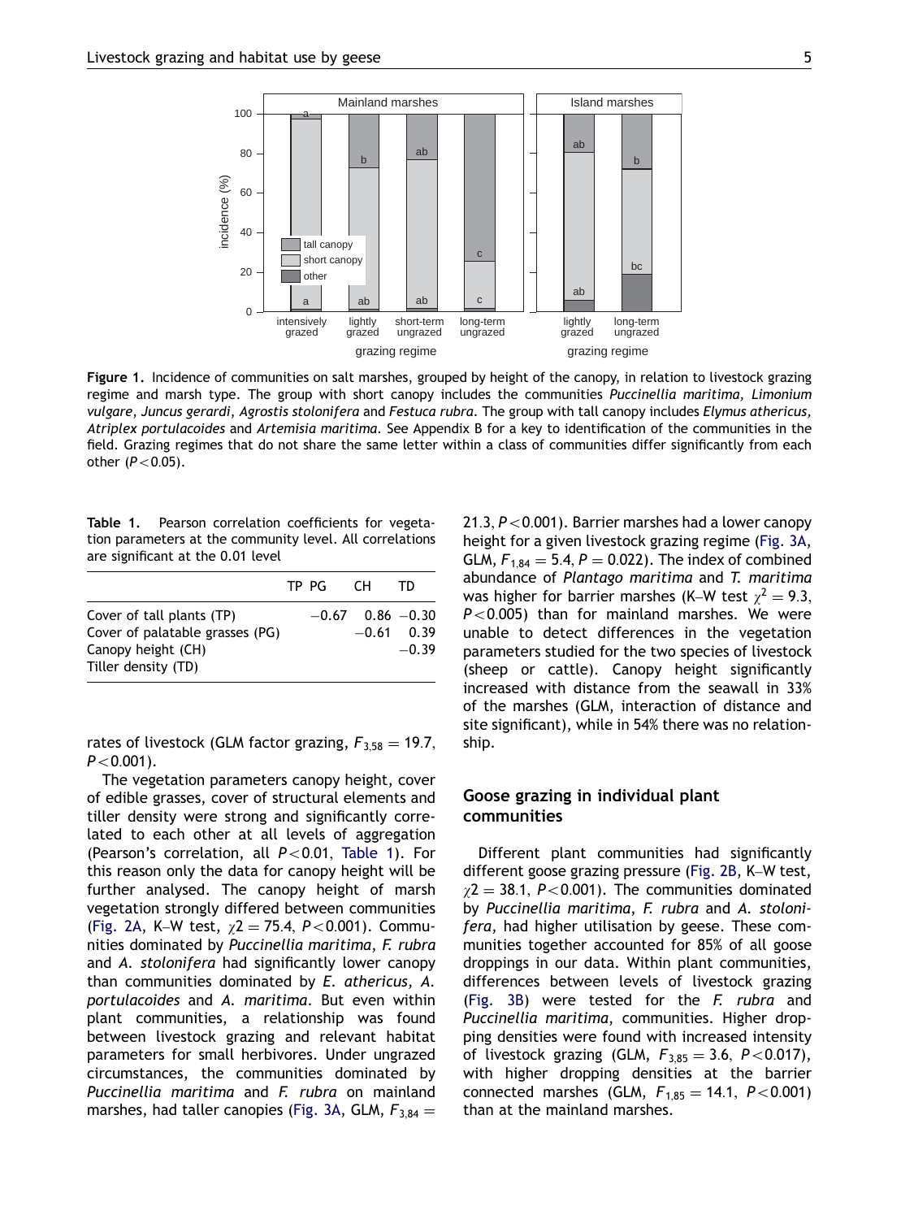**Figure 1.** Incidence of communities on salt marshes, grouped by height of the canopy, in relation to livestock grazing regime and marsh type. The group with short canopy includes the communities *Puccinellia maritima, Limonium vulgare, Juncus gerardi, Agrostis stolonifera* and *Festuca rubra*. The group with tall canopy includes *Elymus athericus, Atriplex portulacoides* and *Artemisia maritima*. See Appendix B for a key to identification of the communities in the field. Grazing regimes that do not share the same letter within a class of communities differ significantly from each other ($P < 0.05$).

**Table 1.** Pearson correlation coefficients for vegetation parameters at the community level. All correlations are significant at the 0.01 level

| | TP | PG | CH | TD |
|---|---|---|---|---|
| Cover of tall plants (TP) | | −0.67 | 0.86 | −0.30 |
| Cover of palatable grasses (PG) | | | −0.61 | 0.39 |
| Canopy height (CH) | | | | −0.39 |
| Tiller density (TD) | | | | |

rates of livestock (GLM factor grazing, $F_{3,58} = 19.7$, $P < 0.001$).

The vegetation parameters canopy height, cover of edible grasses, cover of structural elements and tiller density were strong and significantly correlated to each other at all levels of aggregation (Pearson's correlation, all $P < 0.01$, Table 1). For this reason only the data for canopy height will be further analysed. The canopy height of marsh vegetation strongly differed between communities (Fig. 2A, K–W test, $\chi 2 = 75.4$, $P < 0.001$). Communities dominated by *Puccinellia maritima*, *F. rubra* and *A. stolonifera* had significantly lower canopy than communities dominated by *E. athericus, A. portulacoides* and *A. maritima*. But even within plant communities, a relationship was found between livestock grazing and relevant habitat parameters for small herbivores. Under ungrazed circumstances, the communities dominated by *Puccinellia maritima* and *F. rubra* on mainland marshes, had taller canopies (Fig. 3A, GLM, $F_{3,84} = 21.3$, $P < 0.001$). Barrier marshes had a lower canopy height for a given livestock grazing regime (Fig. 3A, GLM, $F_{1,84} = 5.4$, $P = 0.022$). The index of combined abundance of *Plantago maritima* and *T. maritima* was higher for barrier marshes (K–W test $\chi^2 = 9.3$, $P < 0.005$) than for mainland marshes. We were unable to detect differences in the vegetation parameters studied for the two species of livestock (sheep or cattle). Canopy height significantly increased with distance from the seawall in 33% of the marshes (GLM, interaction of distance and site significant), while in 54% there was no relationship.

## Goose grazing in individual plant communities

Different plant communities had significantly different goose grazing pressure (Fig. 2B, K–W test, $\chi 2 = 38.1$, $P < 0.001$). The communities dominated by *Puccinellia maritima*, *F. rubra* and *A. stolonifera*, had higher utilisation by geese. These communities together accounted for 85% of all goose droppings in our data. Within plant communities, differences between levels of livestock grazing (Fig. 3B) were tested for the *F. rubra* and *Puccinellia maritima*, communities. Higher dropping densities were found with increased intensity of livestock grazing (GLM, $F_{3,85} = 3.6$, $P < 0.017$), with higher dropping densities at the barrier connected marshes (GLM, $F_{1,85} = 14.1$, $P < 0.001$) than at the mainland marshes.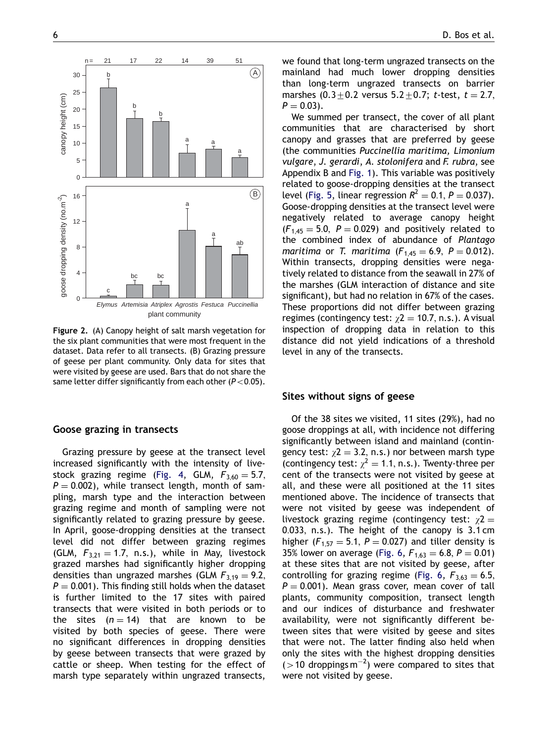Figure 2. (A) Canopy height of salt marsh vegetation for the six plant communities that were most frequent in the dataset. Data refer to all transects. (B) Grazing pressure of geese per plant community. Only data for sites that were visited by geese are used. Bars that do not share the same letter differ significantly from each other ($P < 0.05$).

## Goose grazing in transects

Grazing pressure by geese at the transect level increased significantly with the intensity of livestock grazing regime (Fig. 4, GLM, $F_{3,60} = 5.7$, $P = 0.002$), while transect length, month of sampling, marsh type and the interaction between grazing regime and month of sampling were not significantly related to grazing pressure by geese. In April, goose-dropping densities at the transect level did not differ between grazing regimes (GLM, $F_{3,21} = 1.7$, n.s.), while in May, livestock grazed marshes had significantly higher dropping densities than ungrazed marshes (GLM $F_{3,19} = 9.2$, $P = 0.001$). This finding still holds when the dataset is further limited to the 17 sites with paired transects that were visited in both periods or to the sites ($n = 14$) that are known to be visited by both species of geese. There were no significant differences in dropping densities by geese between transects that were grazed by cattle or sheep. When testing for the effect of marsh type separately within ungrazed transects, we found that long-term ungrazed transects on the mainland had much lower dropping densities than long-term ungrazed transects on barrier marshes ($0.3 \pm 0.2$ versus $5.2 \pm 0.7$; $t$-test, $t = 2.7$, $P = 0.03$).

We summed per transect, the cover of all plant communities that are characterised by short canopy and grasses that are preferred by geese (the communities *Puccinellia maritima, Limonium vulgare, J. gerardi, A. stolonifera* and *F. rubra*, see Appendix B and Fig. 1). This variable was positively related to goose-dropping densities at the transect level (Fig. 5, linear regression $R^2 = 0.1$, $P = 0.037$). Goose-dropping densities at the transect level were negatively related to average canopy height ($F_{1,45} = 5.0$, $P = 0.029$) and positively related to the combined index of abundance of *Plantago maritima* or *T. maritima* ($F_{1,45} = 6.9$, $P = 0.012$). Within transects, dropping densities were negatively related to distance from the seawall in 27% of the marshes (GLM interaction of distance and site significant), but had no relation in 67% of the cases. These proportions did not differ between grazing regimes (contingency test: $\chi 2 = 10.7$, n.s.). A visual inspection of dropping data in relation to this distance did not yield indications of a threshold level in any of the transects.

## Sites without signs of geese

Of the 38 sites we visited, 11 sites (29%), had no goose droppings at all, with incidence not differing significantly between island and mainland (contingency test: $\chi 2 = 3.2$, n.s.) nor between marsh type (contingency test: $\chi^2 = 1.1$, n.s.). Twenty-three per cent of the transects were not visited by geese at all, and these were all positioned at the 11 sites mentioned above. The incidence of transects that were not visited by geese was independent of livestock grazing regime (contingency test: $\chi 2 = 0.033$, n.s.). The height of the canopy is 3.1 cm higher ($F_{1,57} = 5.1$, $P = 0.027$) and tiller density is 35% lower on average (Fig. 6, $F_{1,63} = 6.8$, $P = 0.01$) at these sites that are not visited by geese, after controlling for grazing regime (Fig. 6, $F_{3,63} = 6.5$, $P = 0.001$). Mean grass cover, mean cover of tall plants, community composition, transect length and our indices of disturbance and freshwater availability, were not significantly different between sites that were visited by geese and sites that were not. The latter finding also held when only the sites with the highest dropping densities ($>10$ droppings m$^{-2}$) were compared to sites that were not visited by geese.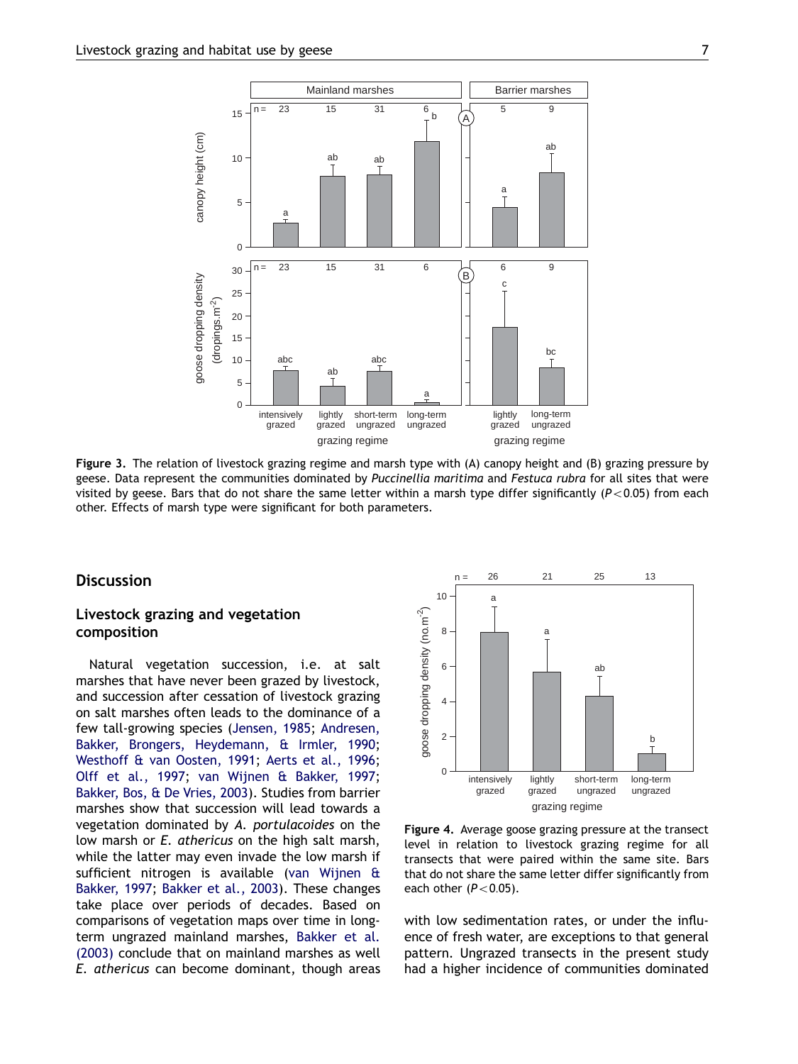**Figure 3.** The relation of livestock grazing regime and marsh type with (A) canopy height and (B) grazing pressure by geese. Data represent the communities dominated by *Puccinellia maritima* and *Festuca rubra* for all sites that were visited by geese. Bars that do not share the same letter within a marsh type differ significantly ($P < 0.05$) from each other. Effects of marsh type were significant for both parameters.

## Discussion

### Livestock grazing and vegetation composition

Natural vegetation succession, i.e. at salt marshes that have never been grazed by livestock, and succession after cessation of livestock grazing on salt marshes often leads to the dominance of a few tall-growing species (Jensen, 1985; Andresen, Bakker, Brongers, Heydemann, & Irmler, 1990; Westhoff & van Oosten, 1991; Aerts et al., 1996; Olff et al., 1997; van Wijnen & Bakker, 1997; Bakker, Bos, & De Vries, 2003). Studies from barrier marshes show that succession will lead towards a vegetation dominated by *A. portulacoides* on the low marsh or *E. athericus* on the high salt marsh, while the latter may even invade the low marsh if sufficient nitrogen is available (van Wijnen & Bakker, 1997; Bakker et al., 2003). These changes take place over periods of decades. Based on comparisons of vegetation maps over time in long-term ungrazed mainland marshes, Bakker et al. (2003) conclude that on mainland marshes as well *E. athericus* can become dominant, though areas with low sedimentation rates, or under the influence of fresh water, are exceptions to that general pattern. Ungrazed transects in the present study had a higher incidence of communities dominated

**Figure 4.** Average goose grazing pressure at the transect level in relation to livestock grazing regime for all transects that were paired within the same site. Bars that do not share the same letter differ significantly from each other ($P < 0.05$).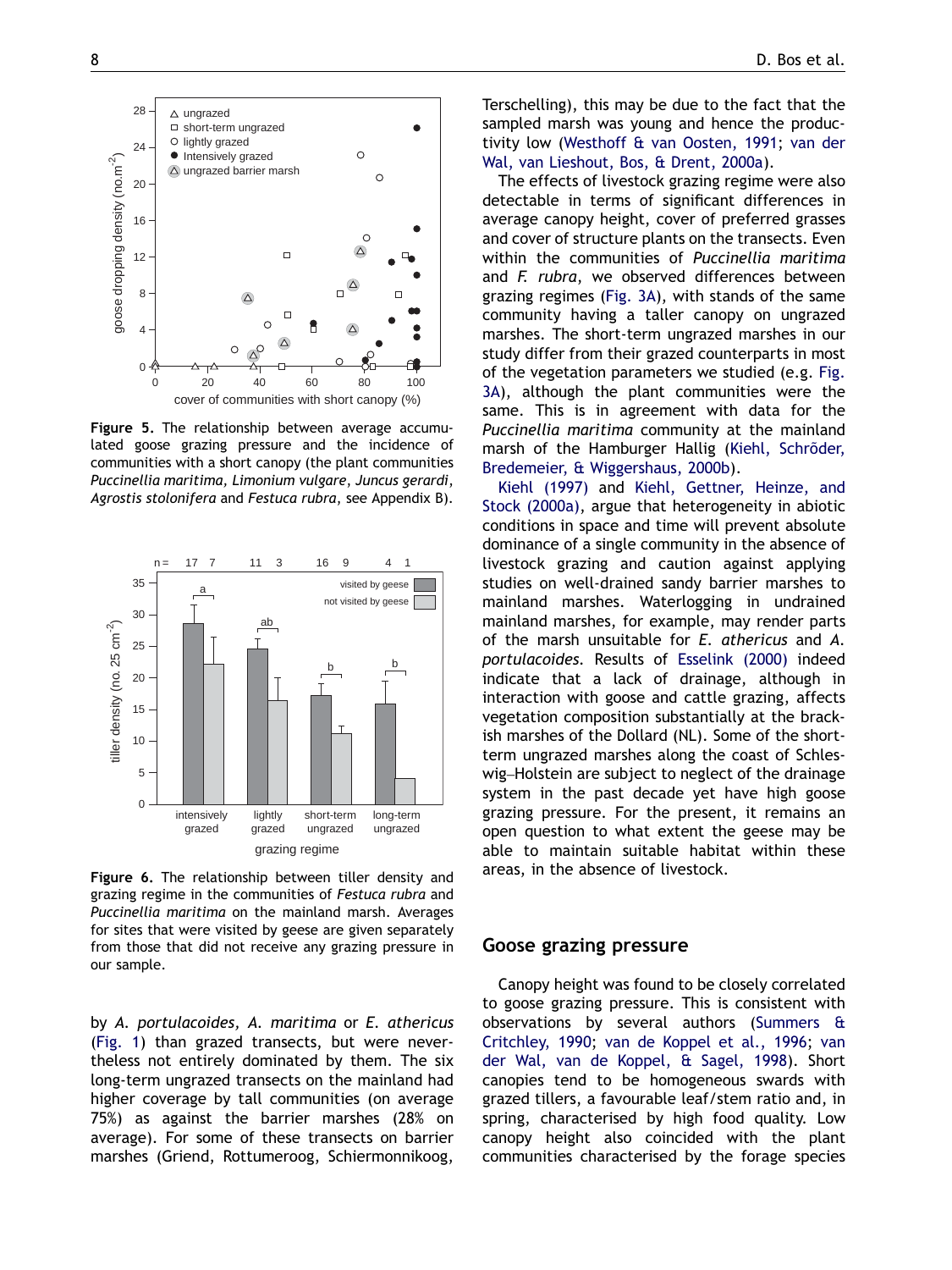Figure 5. The relationship between average accumulated goose grazing pressure and the incidence of communities with a short canopy (the plant communities *Puccinellia maritima*, *Limonium vulgare*, *Juncus gerardi*, *Agrostis stolonifera* and *Festuca rubra*, see Appendix B).

Figure 6. The relationship between tiller density and grazing regime in the communities of *Festuca rubra* and *Puccinellia maritima* on the mainland marsh. Averages for sites that were visited by geese are given separately from those that did not receive any grazing pressure in our sample.

by *A. portulacoides*, *A. maritima* or *E. athericus* (Fig. 1) than grazed transects, but were nevertheless not entirely dominated by them. The six long-term ungrazed transects on the mainland had higher coverage by tall communities (on average 75%) as against the barrier marshes (28% on average). For some of these transects on barrier marshes (Griend, Rottumeroog, Schiermonnikoog, Terschelling), this may be due to the fact that the sampled marsh was young and hence the productivity low (Westhoff & van Oosten, 1991; van der Wal, van Lieshout, Bos, & Drent, 2000a).

The effects of livestock grazing regime were also detectable in terms of significant differences in average canopy height, cover of preferred grasses and cover of structure plants on the transects. Even within the communities of *Puccinellia maritima* and *F. rubra*, we observed differences between grazing regimes (Fig. 3A), with stands of the same community having a taller canopy on ungrazed marshes. The short-term ungrazed marshes in our study differ from their grazed counterparts in most of the vegetation parameters we studied (e.g. Fig. 3A), although the plant communities were the same. This is in agreement with data for the *Puccinellia maritima* community at the mainland marsh of the Hamburger Hallig (Kiehl, Schröder, Bredemeier, & Wiggershaus, 2000b).

Kiehl (1997) and Kiehl, Gettner, Heinze, and Stock (2000a), argue that heterogeneity in abiotic conditions in space and time will prevent absolute dominance of a single community in the absence of livestock grazing and caution against applying studies on well-drained sandy barrier marshes to mainland marshes. Waterlogging in undrained mainland marshes, for example, may render parts of the marsh unsuitable for *E. athericus* and *A. portulacoides*. Results of Esselink (2000) indeed indicate that a lack of drainage, although in interaction with goose and cattle grazing, affects vegetation composition substantially at the brackish marshes of the Dollard (NL). Some of the short-term ungrazed marshes along the coast of Schleswig–Holstein are subject to neglect of the drainage system in the past decade yet have high goose grazing pressure. For the present, it remains an open question to what extent the geese may be able to maintain suitable habitat within these areas, in the absence of livestock.

## Goose grazing pressure

Canopy height was found to be closely correlated to goose grazing pressure. This is consistent with observations by several authors (Summers & Critchley, 1990; van de Koppel et al., 1996; van der Wal, van de Koppel, & Sagel, 1998). Short canopies tend to be homogeneous swards with grazed tillers, a favourable leaf/stem ratio and, in spring, characterised by high food quality. Low canopy height also coincided with the plant communities characterised by the forage species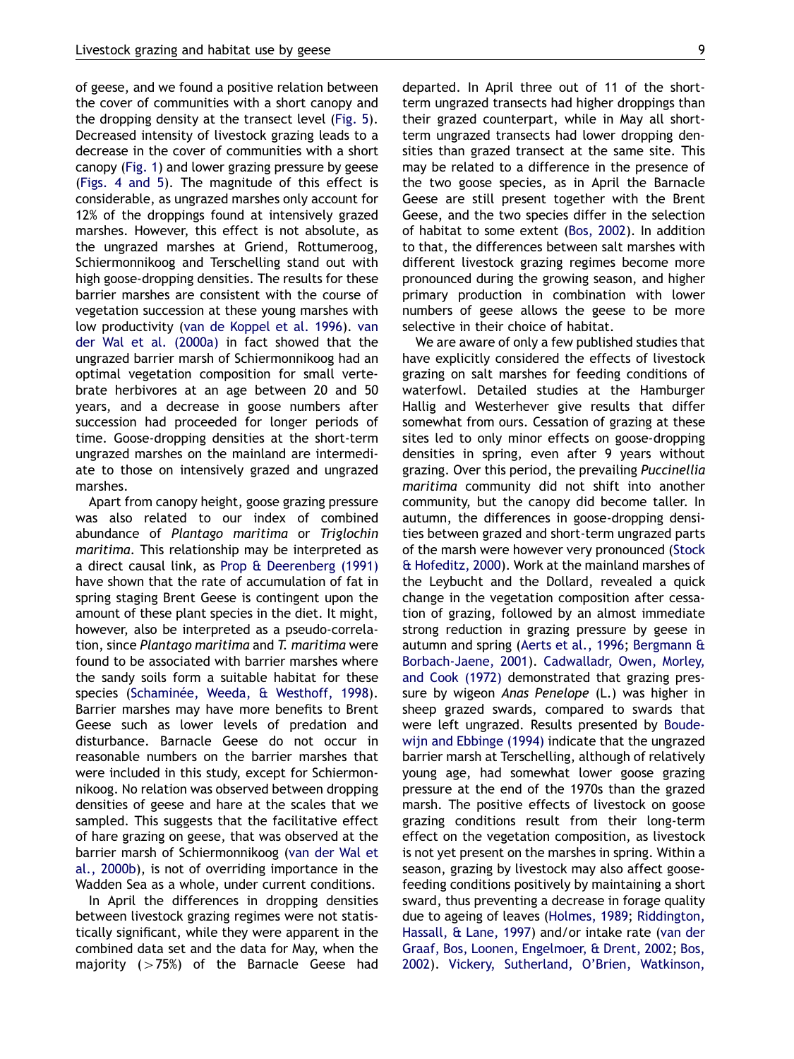of geese, and we found a positive relation between the cover of communities with a short canopy and the dropping density at the transect level (Fig. 5). Decreased intensity of livestock grazing leads to a decrease in the cover of communities with a short canopy (Fig. 1) and lower grazing pressure by geese (Figs. 4 and 5). The magnitude of this effect is considerable, as ungrazed marshes only account for 12% of the droppings found at intensively grazed marshes. However, this effect is not absolute, as the ungrazed marshes at Griend, Rottumeroog, Schiermonnikoog and Terschelling stand out with high goose-dropping densities. The results for these barrier marshes are consistent with the course of vegetation succession at these young marshes with low productivity (van de Koppel et al. 1996). van der Wal et al. (2000a) in fact showed that the ungrazed barrier marsh of Schiermonnikoog had an optimal vegetation composition for small vertebrate herbivores at an age between 20 and 50 years, and a decrease in goose numbers after succession had proceeded for longer periods of time. Goose-dropping densities at the short-term ungrazed marshes on the mainland are intermediate to those on intensively grazed and ungrazed marshes.

Apart from canopy height, goose grazing pressure was also related to our index of combined abundance of *Plantago maritima* or *Triglochin maritima*. This relationship may be interpreted as a direct causal link, as Prop & Deerenberg (1991) have shown that the rate of accumulation of fat in spring staging Brent Geese is contingent upon the amount of these plant species in the diet. It might, however, also be interpreted as a pseudo-correlation, since *Plantago maritima* and *T. maritima* were found to be associated with barrier marshes where the sandy soils form a suitable habitat for these species (Schaminée, Weeda, & Westhoff, 1998). Barrier marshes may have more benefits to Brent Geese such as lower levels of predation and disturbance. Barnacle Geese do not occur in reasonable numbers on the barrier marshes that were included in this study, except for Schiermonnikoog. No relation was observed between dropping densities of geese and hare at the scales that we sampled. This suggests that the facilitative effect of hare grazing on geese, that was observed at the barrier marsh of Schiermonnikoog (van der Wal et al., 2000b), is not of overriding importance in the Wadden Sea as a whole, under current conditions.

In April the differences in dropping densities between livestock grazing regimes were not statistically significant, while they were apparent in the combined data set and the data for May, when the majority (>75%) of the Barnacle Geese had departed. In April three out of 11 of the short-term ungrazed transects had higher droppings than their grazed counterpart, while in May all short-term ungrazed transects had lower dropping densities than grazed transect at the same site. This may be related to a difference in the presence of the two goose species, as in April the Barnacle Geese are still present together with the Brent Geese, and the two species differ in the selection of habitat to some extent (Bos, 2002). In addition to that, the differences between salt marshes with different livestock grazing regimes become more pronounced during the growing season, and higher primary production in combination with lower numbers of geese allows the geese to be more selective in their choice of habitat.

We are aware of only a few published studies that have explicitly considered the effects of livestock grazing on salt marshes for feeding conditions of waterfowl. Detailed studies at the Hamburger Hallig and Westerhever give results that differ somewhat from ours. Cessation of grazing at these sites led to only minor effects on goose-dropping densities in spring, even after 9 years without grazing. Over this period, the prevailing *Puccinellia maritima* community did not shift into another community, but the canopy did become taller. In autumn, the differences in goose-dropping densities between grazed and short-term ungrazed parts of the marsh were however very pronounced (Stock & Hofeditz, 2000). Work at the mainland marshes of the Leybucht and the Dollard, revealed a quick change in the vegetation composition after cessation of grazing, followed by an almost immediate strong reduction in grazing pressure by geese in autumn and spring (Aerts et al., 1996; Bergmann & Borbach-Jaene, 2001). Cadwalladr, Owen, Morley, and Cook (1972) demonstrated that grazing pressure by wigeon *Anas Penelope* (L.) was higher in sheep grazed swards, compared to swards that were left ungrazed. Results presented by Boudewijn and Ebbinge (1994) indicate that the ungrazed barrier marsh at Terschelling, although of relatively young age, had somewhat lower goose grazing pressure at the end of the 1970s than the grazed marsh. The positive effects of livestock on goose grazing conditions result from their long-term effect on the vegetation composition, as livestock is not yet present on the marshes in spring. Within a season, grazing by livestock may also affect goose-feeding conditions positively by maintaining a short sward, thus preventing a decrease in forage quality due to ageing of leaves (Holmes, 1989; Riddington, Hassall, & Lane, 1997) and/or intake rate (van der Graaf, Bos, Loonen, Engelmoer, & Drent, 2002; Bos, 2002). Vickery, Sutherland, O'Brien, Watkinson,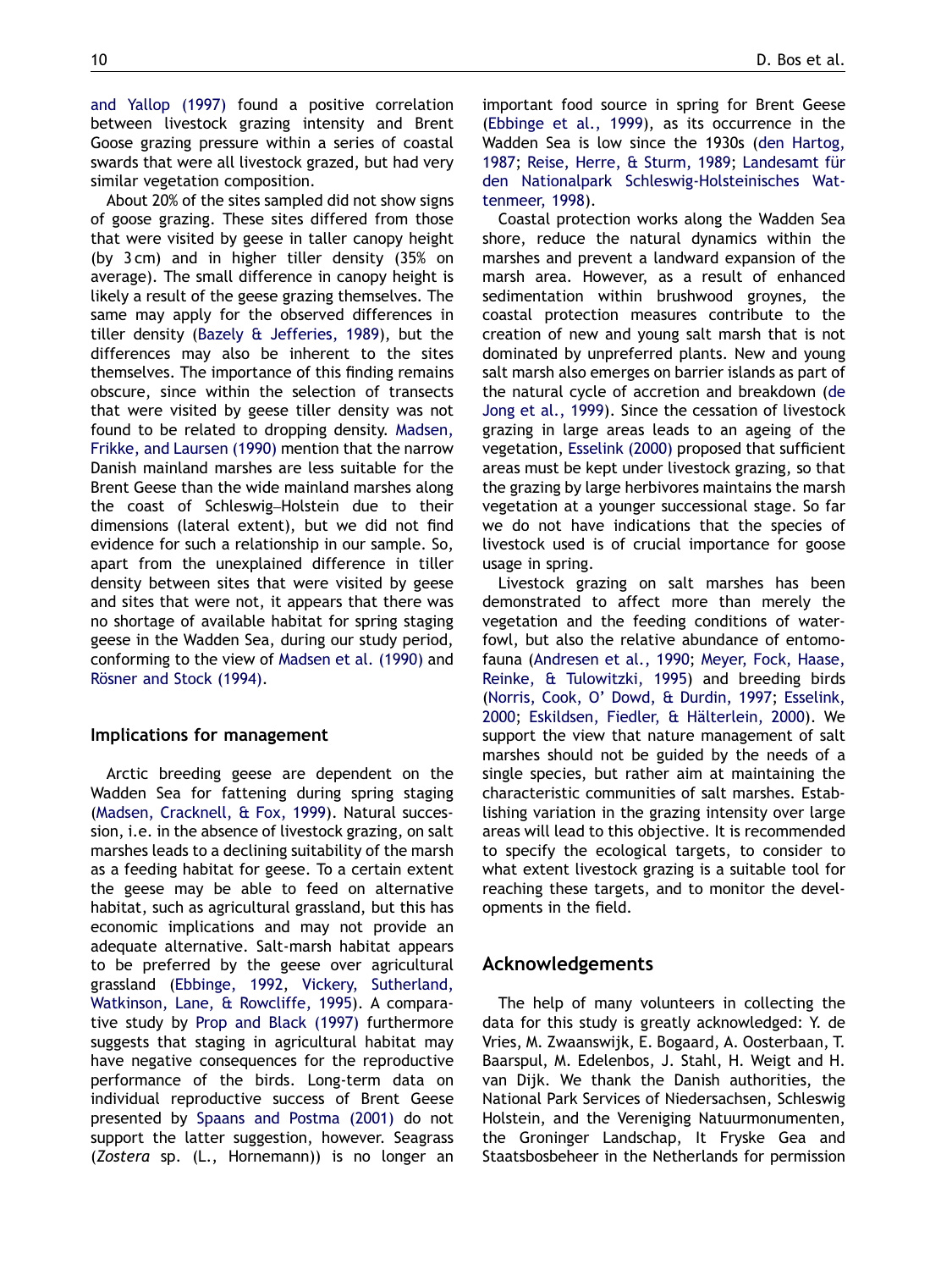and Yallop (1997) found a positive correlation between livestock grazing intensity and Brent Goose grazing pressure within a series of coastal swards that were all livestock grazed, but had very similar vegetation composition.

About 20% of the sites sampled did not show signs of goose grazing. These sites differed from those that were visited by geese in taller canopy height (by 3 cm) and in higher tiller density (35% on average). The small difference in canopy height is likely a result of the geese grazing themselves. The same may apply for the observed differences in tiller density (Bazely & Jefferies, 1989), but the differences may also be inherent to the sites themselves. The importance of this finding remains obscure, since within the selection of transects that were visited by geese tiller density was not found to be related to dropping density. Madsen, Frikke, and Laursen (1990) mention that the narrow Danish mainland marshes are less suitable for the Brent Geese than the wide mainland marshes along the coast of Schleswig–Holstein due to their dimensions (lateral extent), but we did not find evidence for such a relationship in our sample. So, apart from the unexplained difference in tiller density between sites that were visited by geese and sites that were not, it appears that there was no shortage of available habitat for spring staging geese in the Wadden Sea, during our study period, conforming to the view of Madsen et al. (1990) and Rösner and Stock (1994).

### Implications for management

Arctic breeding geese are dependent on the Wadden Sea for fattening during spring staging (Madsen, Cracknell, & Fox, 1999). Natural succession, i.e. in the absence of livestock grazing, on salt marshes leads to a declining suitability of the marsh as a feeding habitat for geese. To a certain extent the geese may be able to feed on alternative habitat, such as agricultural grassland, but this has economic implications and may not provide an adequate alternative. Salt-marsh habitat appears to be preferred by the geese over agricultural grassland (Ebbinge, 1992, Vickery, Sutherland, Watkinson, Lane, & Rowcliffe, 1995). A comparative study by Prop and Black (1997) furthermore suggests that staging in agricultural habitat may have negative consequences for the reproductive performance of the birds. Long-term data on individual reproductive success of Brent Geese presented by Spaans and Postma (2001) do not support the latter suggestion, however. Seagrass (*Zostera* sp. (L., Hornemann)) is no longer an important food source in spring for Brent Geese (Ebbinge et al., 1999), as its occurrence in the Wadden Sea is low since the 1930s (den Hartog, 1987; Reise, Herre, & Sturm, 1989; Landesamt für den Nationalpark Schleswig-Holsteinisches Wattenmeer, 1998).

Coastal protection works along the Wadden Sea shore, reduce the natural dynamics within the marshes and prevent a landward expansion of the marsh area. However, as a result of enhanced sedimentation within brushwood groynes, the coastal protection measures contribute to the creation of new and young salt marsh that is not dominated by unpreferred plants. New and young salt marsh also emerges on barrier islands as part of the natural cycle of accretion and breakdown (de Jong et al., 1999). Since the cessation of livestock grazing in large areas leads to an ageing of the vegetation, Esselink (2000) proposed that sufficient areas must be kept under livestock grazing, so that the grazing by large herbivores maintains the marsh vegetation at a younger successional stage. So far we do not have indications that the species of livestock used is of crucial importance for goose usage in spring.

Livestock grazing on salt marshes has been demonstrated to affect more than merely the vegetation and the feeding conditions of waterfowl, but also the relative abundance of entomofauna (Andresen et al., 1990; Meyer, Fock, Haase, Reinke, & Tulowitzki, 1995) and breeding birds (Norris, Cook, O' Dowd, & Durdin, 1997; Esselink, 2000; Eskildsen, Fiedler, & Hälterlein, 2000). We support the view that nature management of salt marshes should not be guided by the needs of a single species, but rather aim at maintaining the characteristic communities of salt marshes. Establishing variation in the grazing intensity over large areas will lead to this objective. It is recommended to specify the ecological targets, to consider to what extent livestock grazing is a suitable tool for reaching these targets, and to monitor the developments in the field.

## Acknowledgements

The help of many volunteers in collecting the data for this study is greatly acknowledged: Y. de Vries, M. Zwaanswijk, E. Bogaard, A. Oosterbaan, T. Baarspul, M. Edelenbos, J. Stahl, H. Weigt and H. van Dijk. We thank the Danish authorities, the National Park Services of Niedersachsen, Schleswig Holstein, and the Vereniging Natuurmonumenten, the Groninger Landschap, It Fryske Gea and Staatsbosbeheer in the Netherlands for permission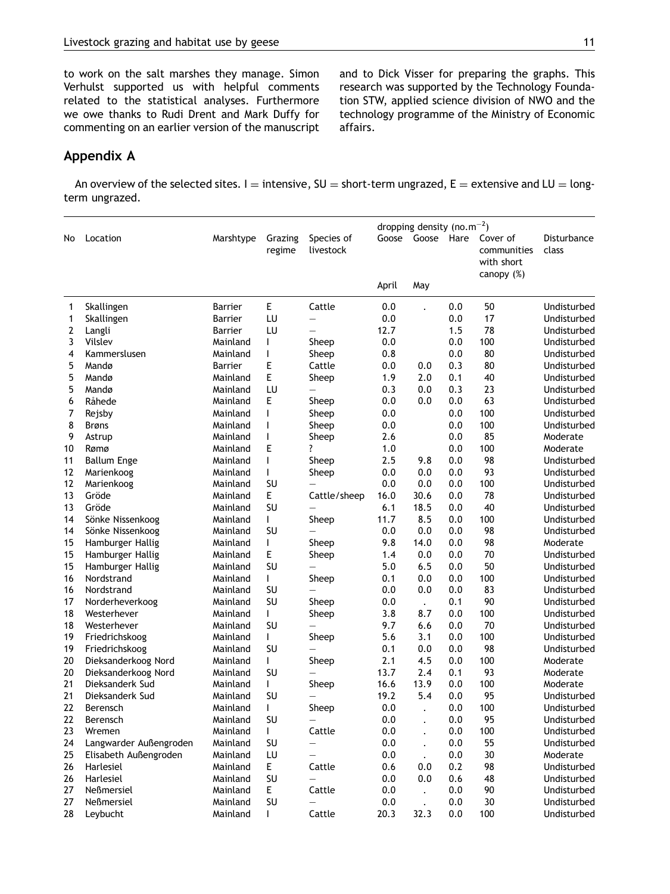to work on the salt marshes they manage. Simon Verhulst supported us with helpful comments related to the statistical analyses. Furthermore we owe thanks to Rudi Drent and Mark Duffy for commenting on an earlier version of the manuscript and to Dick Visser for preparing the graphs. This research was supported by the Technology Foundation STW, applied science division of NWO and the technology programme of the Ministry of Economic affairs.

## Appendix A

An overview of the selected sites. I = intensive, SU = short-term ungrazed, E = extensive and LU = long-term ungrazed.

| No | Location | Marshtype | Grazing regime | Species of livestock | dropping density (no.m$^{-2}$) Goose | Goose | Hare | Cover of communities with short canopy (%) | Disturbance class |
|---|---|---|---|---|---|---|---|---|---|
| | | | | | April | May | | | |
| 1 | Skallingen | Barrier | E | Cattle | 0.0 | . | 0.0 | 50 | Undisturbed |
| 1 | Skallingen | Barrier | LU | – | 0.0 | | 0.0 | 17 | Undisturbed |
| 2 | Langli | Barrier | LU | – | 12.7 | | 1.5 | 78 | Undisturbed |
| 3 | Vilslev | Mainland | I | Sheep | 0.0 | | 0.0 | 100 | Undisturbed |
| 4 | Kammerslusen | Mainland | I | Sheep | 0.8 | | 0.0 | 80 | Undisturbed |
| 5 | Mandø | Barrier | E | Cattle | 0.0 | 0.0 | 0.3 | 80 | Undisturbed |
| 5 | Mandø | Mainland | E | Sheep | 1.9 | 2.0 | 0.1 | 40 | Undisturbed |
| 5 | Mandø | Mainland | LU | – | 0.3 | 0.0 | 0.3 | 23 | Undisturbed |
| 6 | Råhede | Mainland | E | Sheep | 0.0 | 0.0 | 0.0 | 63 | Undisturbed |
| 7 | Rejsby | Mainland | I | Sheep | 0.0 | | 0.0 | 100 | Undisturbed |
| 8 | Brøns | Mainland | I | Sheep | 0.0 | | 0.0 | 100 | Undisturbed |
| 9 | Astrup | Mainland | I | Sheep | 2.6 | | 0.0 | 85 | Moderate |
| 10 | Rømø | Mainland | E | ? | 1.0 | | 0.0 | 100 | Moderate |
| 11 | Ballum Enge | Mainland | I | Sheep | 2.5 | 9.8 | 0.0 | 98 | Undisturbed |
| 12 | Marienkoog | Mainland | I | Sheep | 0.0 | 0.0 | 0.0 | 93 | Undisturbed |
| 12 | Marienkoog | Mainland | SU | – | 0.0 | 0.0 | 0.0 | 100 | Undisturbed |
| 13 | Gröde | Mainland | E | Cattle/sheep | 16.0 | 30.6 | 0.0 | 78 | Undisturbed |
| 13 | Gröde | Mainland | SU | – | 6.1 | 18.5 | 0.0 | 40 | Undisturbed |
| 14 | Sönke Nissenkoog | Mainland | I | Sheep | 11.7 | 8.5 | 0.0 | 100 | Undisturbed |
| 14 | Sönke Nissenkoog | Mainland | SU | – | 0.0 | 0.0 | 0.0 | 98 | Undisturbed |
| 15 | Hamburger Hallig | Mainland | I | Sheep | 9.8 | 14.0 | 0.0 | 98 | Moderate |
| 15 | Hamburger Hallig | Mainland | E | Sheep | 1.4 | 0.0 | 0.0 | 70 | Undisturbed |
| 15 | Hamburger Hallig | Mainland | SU | – | 5.0 | 6.5 | 0.0 | 50 | Undisturbed |
| 16 | Nordstrand | Mainland | I | Sheep | 0.1 | 0.0 | 0.0 | 100 | Undisturbed |
| 16 | Nordstrand | Mainland | SU | – | 0.0 | 0.0 | 0.0 | 83 | Undisturbed |
| 17 | Norderheverkoog | Mainland | SU | Sheep | 0.0 | . | 0.1 | 90 | Undisturbed |
| 18 | Westerhever | Mainland | I | Sheep | 3.8 | 8.7 | 0.0 | 100 | Undisturbed |
| 18 | Westerhever | Mainland | SU | – | 9.7 | 6.6 | 0.0 | 70 | Undisturbed |
| 19 | Friedrichskoog | Mainland | I | Sheep | 5.6 | 3.1 | 0.0 | 100 | Undisturbed |
| 19 | Friedrichskoog | Mainland | SU | – | 0.1 | 0.0 | 0.0 | 98 | Undisturbed |
| 20 | Dieksanderkoog Nord | Mainland | I | Sheep | 2.1 | 4.5 | 0.0 | 100 | Moderate |
| 20 | Dieksanderkoog Nord | Mainland | SU | – | 13.7 | 2.4 | 0.1 | 93 | Moderate |
| 21 | Dieksanderk Sud | Mainland | I | Sheep | 16.6 | 13.9 | 0.0 | 100 | Moderate |
| 21 | Dieksanderk Sud | Mainland | SU | – | 19.2 | 5.4 | 0.0 | 95 | Undisturbed |
| 22 | Berensch | Mainland | I | Sheep | 0.0 | . | 0.0 | 100 | Undisturbed |
| 22 | Berensch | Mainland | SU | – | 0.0 | . | 0.0 | 95 | Undisturbed |
| 23 | Wremen | Mainland | I | Cattle | 0.0 | . | 0.0 | 100 | Undisturbed |
| 24 | Langwarder Außengroden | Mainland | SU | – | 0.0 | . | 0.0 | 55 | Undisturbed |
| 25 | Elisabeth Außengroden | Mainland | LU | – | 0.0 | . | 0.0 | 30 | Moderate |
| 26 | Harlesiel | Mainland | E | Cattle | 0.6 | 0.0 | 0.2 | 98 | Undisturbed |
| 26 | Harlesiel | Mainland | SU | – | 0.0 | 0.0 | 0.6 | 48 | Undisturbed |
| 27 | Neßmersiel | Mainland | E | Cattle | 0.0 | . | 0.0 | 90 | Undisturbed |
| 27 | Neßmersiel | Mainland | SU | – | 0.0 | . | 0.0 | 30 | Undisturbed |
| 28 | Leybucht | Mainland | I | Cattle | 20.3 | 32.3 | 0.0 | 100 | Undisturbed |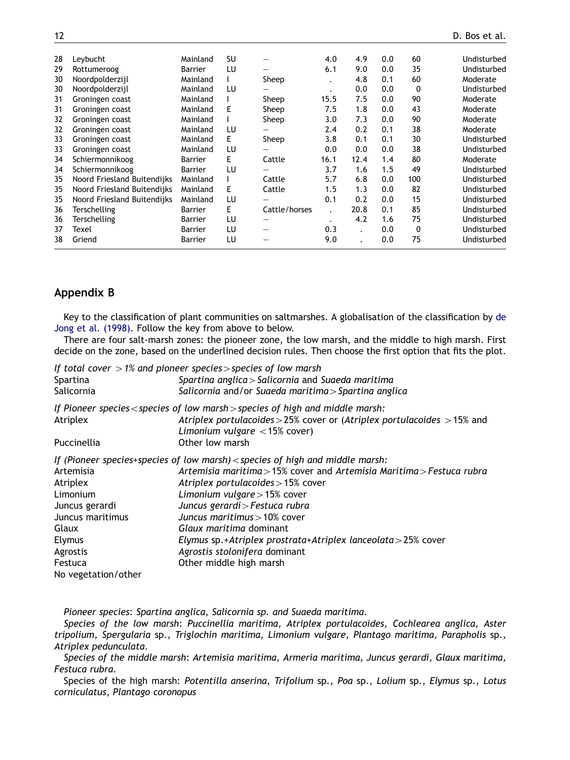| | | | | | | | | | |
|---|---|---|---|---|---|---|---|---|---|
| 28 | Leybucht | Mainland | SU | – | 4.0 | 4.9 | 0.0 | 60 | Undisturbed |
| 29 | Rottumeroog | Barrier | LU | – | 6.1 | 9.0 | 0.0 | 35 | Undisturbed |
| 30 | Noordpolderzijl | Mainland | I | Sheep | . | 4.8 | 0.1 | 60 | Moderate |
| 30 | Noordpolderzijl | Mainland | LU | – | . | 0.0 | 0.0 | 0 | Undisturbed |
| 31 | Groningen coast | Mainland | I | Sheep | 15.5 | 7.5 | 0.0 | 90 | Moderate |
| 31 | Groningen coast | Mainland | E | Sheep | 7.5 | 1.8 | 0.0 | 43 | Moderate |
| 32 | Groningen coast | Mainland | I | Sheep | 3.0 | 7.3 | 0.0 | 90 | Moderate |
| 32 | Groningen coast | Mainland | LU | – | 2.4 | 0.2 | 0.1 | 38 | Moderate |
| 33 | Groningen coast | Mainland | E | Sheep | 3.8 | 0.1 | 0.1 | 30 | Undisturbed |
| 33 | Groningen coast | Mainland | LU | – | 0.0 | 0.0 | 0.0 | 38 | Undisturbed |
| 34 | Schiermonnikoog | Barrier | E | Cattle | 16.1 | 12.4 | 1.4 | 80 | Moderate |
| 34 | Schiermonnikoog | Barrier | LU | – | 3.7 | 1.6 | 1.5 | 49 | Undisturbed |
| 35 | Noord Friesland Buitendijks | Mainland | I | Cattle | 5.7 | 6.8 | 0.0 | 100 | Undisturbed |
| 35 | Noord Friesland Buitendijks | Mainland | E | Cattle | 1.5 | 1.3 | 0.0 | 82 | Undisturbed |
| 35 | Noord Friesland Buitendijks | Mainland | LU | – | 0.1 | 0.2 | 0.0 | 15 | Undisturbed |
| 36 | Terschelling | Barrier | E | Cattle/horses | . | 20.8 | 0.1 | 85 | Undisturbed |
| 36 | Terschelling | Barrier | LU | – | . | 4.2 | 1.6 | 75 | Undisturbed |
| 37 | Texel | Barrier | LU | – | 0.3 | . | 0.0 | 0 | Undisturbed |
| 38 | Griend | Barrier | LU | – | 9.0 | . | 0.0 | 75 | Undisturbed |

## Appendix B

Key to the classification of plant communities on saltmarshes. A globalisation of the classification by de Jong et al. (1998). Follow the key from above to below.

There are four salt-marsh zones: the pioneer zone, the low marsh, and the middle to high marsh. First decide on the zone, based on the underlined decision rules. Then choose the first option that fits the plot.

| | |
|---|---|
| *If total cover >1% and pioneer species > species of low marsh* | |
| Spartina | *Spartina anglica* > *Salicornia* and *Suaeda maritima* |
| Salicornia | *Salicornia* and/or *Suaeda maritima* > *Spartina anglica* |
| *If Pioneer species < species of low marsh > species of high and middle marsh:* | |
| Atriplex | *Atriplex portulacoides* > 25% cover or (*Atriplex portulacoides* >15% and *Limonium vulgare* <15% cover) |
| Puccinellia | Other low marsh |
| *If (Pioneer species + species of low marsh) < species of high and middle marsh:* | |
| Artemisia | *Artemisia maritima* > 15% cover and *Artemisia Maritima* > *Festuca rubra* |
| Atriplex | *Atriplex portulacoides* > 15% cover |
| Limonium | *Limonium vulgare* > 15% cover |
| Juncus gerardi | *Juncus gerardi* > *Festuca rubra* |
| Juncus maritimus | *Juncus maritimus* > 10% cover |
| Glaux | *Glaux maritima* dominant |
| Elymus | *Elymus* sp. + *Atriplex prostrata* + *Atriplex lanceolata* > 25% cover |
| Agrostis | *Agrostis stolonifera* dominant |
| Festuca | Other middle high marsh |
| No vegetation/other | |

*Pioneer species*: *Spartina anglica, Salicornia sp.* and *Suaeda maritima*.

*Species of the low marsh*: *Puccinellia maritima, Atriplex portulacoides, Cochlearea anglica, Aster tripolium, Spergularia* sp., *Triglochin maritima, Limonium vulgare, Plantago maritima, Parapholis* sp., *Atriplex pedunculata*.

*Species of the middle marsh*: *Artemisia maritima, Armeria maritima, Juncus gerardi, Glaux maritima, Festuca rubra*.

Species of the high marsh: *Potentilla anserina, Trifolium* sp., *Poa* sp., *Lolium* sp., *Elymus* sp., *Lotus corniculatus, Plantago coronopus*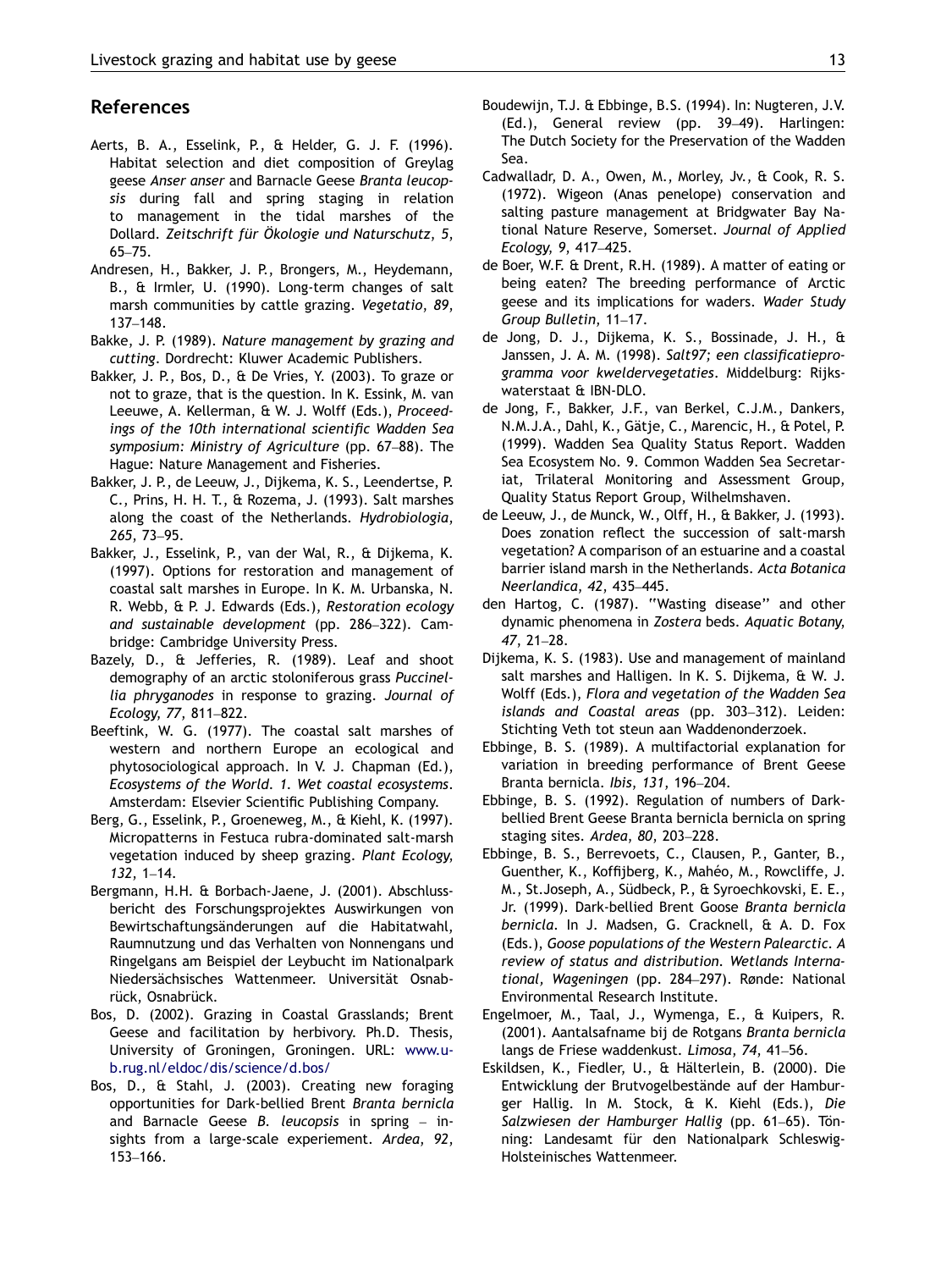## References

Aerts, B. A., Esselink, P., & Helder, G. J. F. (1996). Habitat selection and diet composition of Greylag geese *Anser anser* and Barnacle Geese *Branta leucopsis* during fall and spring staging in relation to management in the tidal marshes of the Dollard. *Zeitschrift für Ökologie und Naturschutz*, *5*, 65–75.

Andresen, H., Bakker, J. P., Brongers, M., Heydemann, B., & Irmler, U. (1990). Long-term changes of salt marsh communities by cattle grazing. *Vegetatio*, *89*, 137–148.

Bakke, J. P. (1989). *Nature management by grazing and cutting*. Dordrecht: Kluwer Academic Publishers.

Bakker, J. P., Bos, D., & De Vries, Y. (2003). To graze or not to graze, that is the question. In K. Essink, M. van Leeuwe, A. Kellerman, & W. J. Wolff (Eds.), *Proceedings of the 10th international scientific Wadden Sea symposium: Ministry of Agriculture* (pp. 67–88). The Hague: Nature Management and Fisheries.

Bakker, J. P., de Leeuw, J., Dijkema, K. S., Leendertse, P. C., Prins, H. H. T., & Rozema, J. (1993). Salt marshes along the coast of the Netherlands. *Hydrobiologia*, *265*, 73–95.

Bakker, J., Esselink, P., van der Wal, R., & Dijkema, K. (1997). Options for restoration and management of coastal salt marshes in Europe. In K. M. Urbanska, N. R. Webb, & P. J. Edwards (Eds.), *Restoration ecology and sustainable development* (pp. 286–322). Cambridge: Cambridge University Press.

Bazely, D., & Jefferies, R. (1989). Leaf and shoot demography of an arctic stoloniferous grass *Puccinellia phryganodes* in response to grazing. *Journal of Ecology*, *77*, 811–822.

Beeftink, W. G. (1977). The coastal salt marshes of western and northern Europe an ecological and phytosociological approach. In V. J. Chapman (Ed.), *Ecosystems of the World. 1. Wet coastal ecosystems*. Amsterdam: Elsevier Scientific Publishing Company.

Berg, G., Esselink, P., Groeneweg, M., & Kiehl, K. (1997). Micropatterns in Festuca rubra-dominated salt-marsh vegetation induced by sheep grazing. *Plant Ecology*, *132*, 1–14.

Bergmann, H.H. & Borbach-Jaene, J. (2001). Abschlussbericht des Forschungsprojektes Auswirkungen von Bewirtschaftungsänderungen auf die Habitatwahl, Raumnutzung und das Verhalten von Nonnengans und Ringelgans am Beispiel der Leybucht im Nationalpark Niedersächsisches Wattenmeer. Universität Osnabrück, Osnabrück.

Bos, D. (2002). Grazing in Coastal Grasslands; Brent Geese and facilitation by herbivory. Ph.D. Thesis, University of Groningen, Groningen. URL: www.ub.rug.nl/eldoc/dis/science/d.bos/

Bos, D., & Stahl, J. (2003). Creating new foraging opportunities for Dark-bellied Brent *Branta bernicla* and Barnacle Geese *B. leucopsis* in spring – insights from a large-scale experiement. *Ardea*, *92*, 153–166.

Boudewijn, T.J. & Ebbinge, B.S. (1994). In: Nugteren, J.V. (Ed.), General review (pp. 39–49). Harlingen: The Dutch Society for the Preservation of the Wadden Sea.

Cadwalladr, D. A., Owen, M., Morley, Jv., & Cook, R. S. (1972). Wigeon (Anas penelope) conservation and salting pasture management at Bridgwater Bay National Nature Reserve, Somerset. *Journal of Applied Ecology*, *9*, 417–425.

de Boer, W.F. & Drent, R.H. (1989). A matter of eating or being eaten? The breeding performance of Arctic geese and its implications for waders. *Wader Study Group Bulletin*, 11–17.

de Jong, D. J., Dijkema, K. S., Bossinade, J. H., & Janssen, J. A. M. (1998). *Salt97; een classificatieprogramma voor kweldervegetaties*. Middelburg: Rijkswaterstaat & IBN-DLO.

de Jong, F., Bakker, J.F., van Berkel, C.J.M., Dankers, N.M.J.A., Dahl, K., Gätje, C., Marencic, H., & Potel, P. (1999). Wadden Sea Quality Status Report. Wadden Sea Ecosystem No. 9. Common Wadden Sea Secretariat, Trilateral Monitoring and Assessment Group, Quality Status Report Group, Wilhelmshaven.

de Leeuw, J., de Munck, W., Olff, H., & Bakker, J. (1993). Does zonation reflect the succession of salt-marsh vegetation? A comparison of an estuarine and a coastal barrier island marsh in the Netherlands. *Acta Botanica Neerlandica*, *42*, 435–445.

den Hartog, C. (1987). ''Wasting disease'' and other dynamic phenomena in *Zostera* beds. *Aquatic Botany*, *47*, 21–28.

Dijkema, K. S. (1983). Use and management of mainland salt marshes and Halligen. In K. S. Dijkema, & W. J. Wolff (Eds.), *Flora and vegetation of the Wadden Sea islands and Coastal areas* (pp. 303–312). Leiden: Stichting Veth tot steun aan Waddenonderzoek.

Ebbinge, B. S. (1989). A multifactorial explanation for variation in breeding performance of Brent Geese Branta bernicla. *Ibis*, *131*, 196–204.

Ebbinge, B. S. (1992). Regulation of numbers of Dark-bellied Brent Geese Branta bernicla bernicla on spring staging sites. *Ardea*, *80*, 203–228.

Ebbinge, B. S., Berrevoets, C., Clausen, P., Ganter, B., Guenther, K., Koffijberg, K., Mahéo, M., Rowcliffe, J. M., St.Joseph, A., Südbeck, P., & Syroechkovski, E. E., Jr. (1999). Dark-bellied Brent Goose *Branta bernicla bernicla*. In J. Madsen, G. Cracknell, & A. D. Fox (Eds.), *Goose populations of the Western Palearctic. A review of status and distribution. Wetlands International, Wageningen* (pp. 284–297). Rønde: National Environmental Research Institute.

Engelmoer, M., Taal, J., Wymenga, E., & Kuipers, R. (2001). Aantalsafname bij de Rotgans *Branta bernicla* langs de Friese waddenkust. *Limosa*, *74*, 41–56.

Eskildsen, K., Fiedler, U., & Hälterlein, B. (2000). Die Entwicklung der Brutvogelbestände auf der Hamburger Hallig. In M. Stock, & K. Kiehl (Eds.), *Die Salzwiesen der Hamburger Hallig* (pp. 61–65). Tönning: Landesamt für den Nationalpark Schleswig-Holsteinisches Wattenmeer.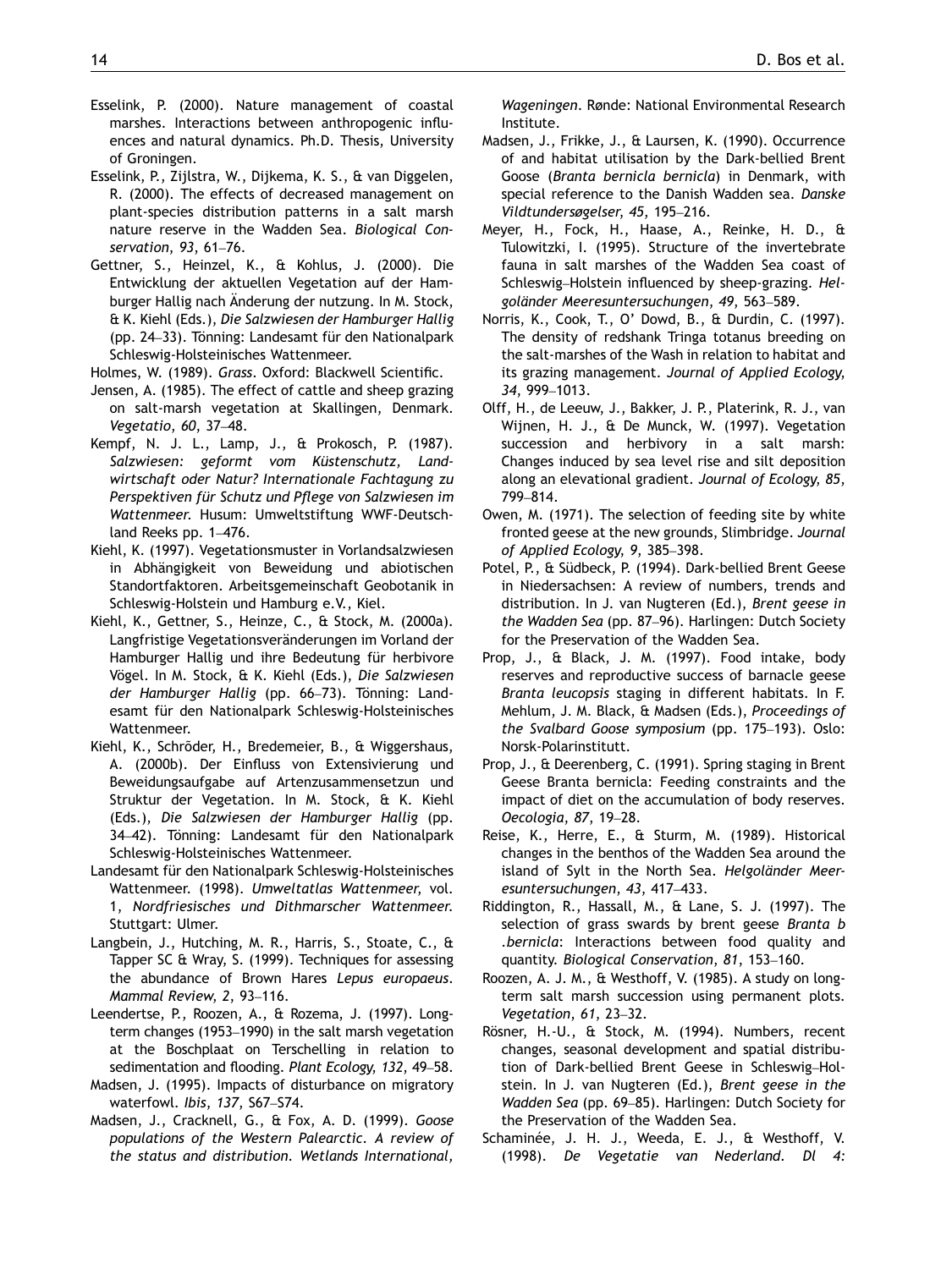Esselink, P. (2000). Nature management of coastal marshes. Interactions between anthropogenic influences and natural dynamics. Ph.D. Thesis, University of Groningen.

Esselink, P., Zijlstra, W., Dijkema, K. S., & van Diggelen, R. (2000). The effects of decreased management on plant-species distribution patterns in a salt marsh nature reserve in the Wadden Sea. *Biological Conservation, 93,* 61–76.

Gettner, S., Heinzel, K., & Kohlus, J. (2000). Die Entwicklung der aktuellen Vegetation auf der Hamburger Hallig nach Änderung der nutzung. In M. Stock, & K. Kiehl (Eds.), *Die Salzwiesen der Hamburger Hallig* (pp. 24–33). Tönning: Landesamt für den Nationalpark Schleswig-Holsteinisches Wattenmeer.

Holmes, W. (1989). *Grass*. Oxford: Blackwell Scientific.

Jensen, A. (1985). The effect of cattle and sheep grazing on salt-marsh vegetation at Skallingen, Denmark. *Vegetatio, 60,* 37–48.

Kempf, N. J. L., Lamp, J., & Prokosch, P. (1987). *Salzwiesen: geformt vom Küstenschutz, Landwirtschaft oder Natur? Internationale Fachtagung zu Perspektiven für Schutz und Pflege von Salzwiesen im Wattenmeer.* Husum: Umweltstiftung WWF-Deutschland Reeks pp. 1–476.

Kiehl, K. (1997). Vegetationsmuster in Vorlandsalzwiesen in Abhängigkeit von Beweidung und abiotischen Standortfaktoren. Arbeitsgemeinschaft Geobotanik in Schleswig-Holstein und Hamburg e.V., Kiel.

Kiehl, K., Gettner, S., Heinze, C., & Stock, M. (2000a). Langfristige Vegetationsveränderungen im Vorland der Hamburger Hallig und ihre Bedeutung für herbivore Vögel. In M. Stock, & K. Kiehl (Eds.), *Die Salzwiesen der Hamburger Hallig* (pp. 66–73). Tönning: Landesamt für den Nationalpark Schleswig-Holsteinisches Wattenmeer.

Kiehl, K., Schröder, H., Bredemeier, B., & Wiggershaus, A. (2000b). Der Einfluss von Extensivierung und Beweidungsaufgabe auf Artenzusammensetzun und Struktur der Vegetation. In M. Stock, & K. Kiehl (Eds.), *Die Salzwiesen der Hamburger Hallig* (pp. 34–42). Tönning: Landesamt für den Nationalpark Schleswig-Holsteinisches Wattenmeer.

Landesamt für den Nationalpark Schleswig-Holsteinisches Wattenmeer. (1998). *Umweltatlas Wattenmeer,* vol. 1, *Nordfriesisches und Dithmarscher Wattenmeer.* Stuttgart: Ulmer.

Langbein, J., Hutching, M. R., Harris, S., Stoate, C., & Tapper SC & Wray, S. (1999). Techniques for assessing the abundance of Brown Hares *Lepus europaeus*. *Mammal Review, 2,* 93–116.

Leendertse, P., Roozen, A., & Rozema, J. (1997). Long-term changes (1953–1990) in the salt marsh vegetation at the Boschplaat on Terschelling in relation to sedimentation and flooding. *Plant Ecology, 132,* 49–58.

Madsen, J. (1995). Impacts of disturbance on migratory waterfowl. *Ibis, 137,* S67–S74.

Madsen, J., Cracknell, G., & Fox, A. D. (1999). *Goose populations of the Western Palearctic. A review of the status and distribution. Wetlands International, Wageningen*. Rønde: National Environmental Research Institute.

Madsen, J., Frikke, J., & Laursen, K. (1990). Occurrence of and habitat utilisation by the Dark-bellied Brent Goose (*Branta bernicla bernicla*) in Denmark, with special reference to the Danish Wadden sea. *Danske Vildtundersøgelser, 45,* 195–216.

Meyer, H., Fock, H., Haase, A., Reinke, H. D., & Tulowitzki, I. (1995). Structure of the invertebrate fauna in salt marshes of the Wadden Sea coast of Schleswig–Holstein influenced by sheep-grazing. *Helgoländer Meeresuntersuchungen, 49,* 563–589.

Norris, K., Cook, T., O' Dowd, B., & Durdin, C. (1997). The density of redshank Tringa totanus breeding on the salt-marshes of the Wash in relation to habitat and its grazing management. *Journal of Applied Ecology, 34,* 999–1013.

Olff, H., de Leeuw, J., Bakker, J. P., Platerink, R. J., van Wijnen, H. J., & De Munck, W. (1997). Vegetation succession and herbivory in a salt marsh: Changes induced by sea level rise and silt deposition along an elevational gradient. *Journal of Ecology, 85,* 799–814.

Owen, M. (1971). The selection of feeding site by white fronted geese at the new grounds, Slimbridge. *Journal of Applied Ecology, 9,* 385–398.

Potel, P., & Südbeck, P. (1994). Dark-bellied Brent Geese in Niedersachsen: A review of numbers, trends and distribution. In J. van Nugteren (Ed.), *Brent geese in the Wadden Sea* (pp. 87–96). Harlingen: Dutch Society for the Preservation of the Wadden Sea.

Prop, J., & Black, J. M. (1997). Food intake, body reserves and reproductive success of barnacle geese *Branta leucopsis* staging in different habitats. In F. Mehlum, J. M. Black, & Madsen (Eds.), *Proceedings of the Svalbard Goose symposium* (pp. 175–193). Oslo: Norsk-Polarinstitutt.

Prop, J., & Deerenberg, C. (1991). Spring staging in Brent Geese Branta bernicla: Feeding constraints and the impact of diet on the accumulation of body reserves. *Oecologia, 87,* 19–28.

Reise, K., Herre, E., & Sturm, M. (1989). Historical changes in the benthos of the Wadden Sea around the island of Sylt in the North Sea. *Helgoländer Meeresuntersuchungen, 43,* 417–433.

Riddington, R., Hassall, M., & Lane, S. J. (1997). The selection of grass swards by brent geese *Branta b .bernicla*: Interactions between food quality and quantity. *Biological Conservation, 81,* 153–160.

Roozen, A. J. M., & Westhoff, V. (1985). A study on long-term salt marsh succession using permanent plots. *Vegetation, 61,* 23–32.

Rösner, H.-U., & Stock, M. (1994). Numbers, recent changes, seasonal development and spatial distribution of Dark-bellied Brent Geese in Schleswig–Holstein. In J. van Nugteren (Ed.), *Brent geese in the Wadden Sea* (pp. 69–85). Harlingen: Dutch Society for the Preservation of the Wadden Sea.

Schaminée, J. H. J., Weeda, E. J., & Westhoff, V. (1998). *De Vegetatie van Nederland. Dl 4:*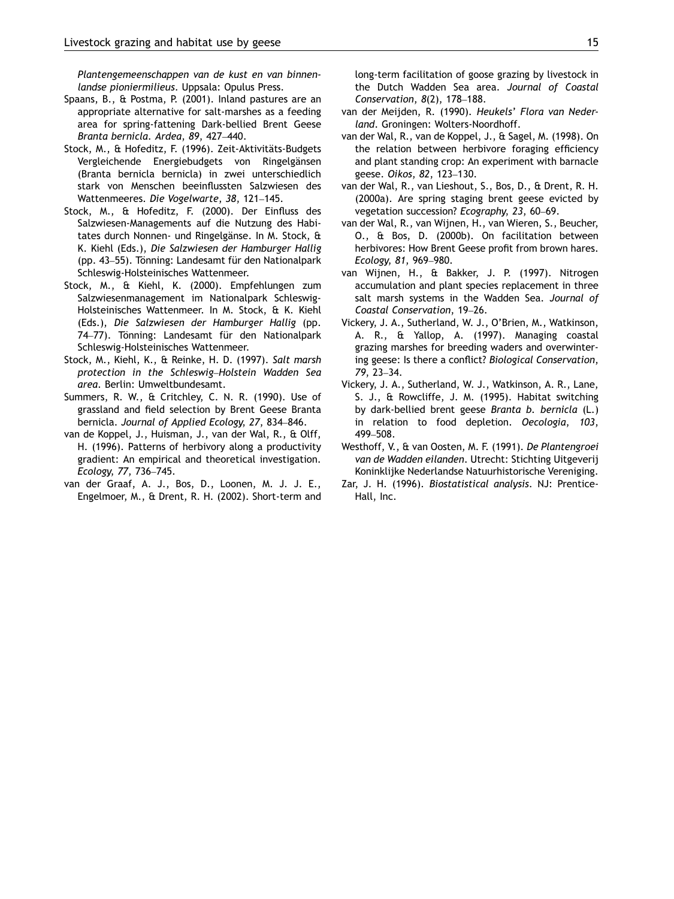*Plantengemeenschappen van de kust en van binnenlandse pioniermilieus*. Uppsala: Opulus Press.

Spaans, B., & Postma, P. (2001). Inland pastures are an appropriate alternative for salt-marshes as a feeding area for spring-fattening Dark-bellied Brent Geese *Branta bernicla*. *Ardea*, *89*, 427–440.

Stock, M., & Hofeditz, F. (1996). Zeit-Aktivitäts-Budgets Vergleichende Energiebudgets von Ringelgänsen (Branta bernicla bernicla) in zwei unterschiedlich stark von Menschen beeinflussten Salzwiesen des Wattenmeeres. *Die Vogelwarte*, *38*, 121–145.

Stock, M., & Hofeditz, F. (2000). Der Einfluss des Salzwiesen-Managements auf die Nutzung des Habitates durch Nonnen- und Ringelgänse. In M. Stock, & K. Kiehl (Eds.), *Die Salzwiesen der Hamburger Hallig* (pp. 43–55). Tönning: Landesamt für den Nationalpark Schleswig-Holsteinisches Wattenmeer.

Stock, M., & Kiehl, K. (2000). Empfehlungen zum Salzwiesenmanagement im Nationalpark Schleswig-Holsteinisches Wattenmeer. In M. Stock, & K. Kiehl (Eds.), *Die Salzwiesen der Hamburger Hallig* (pp. 74–77). Tönning: Landesamt für den Nationalpark Schleswig-Holsteinisches Wattenmeer.

Stock, M., Kiehl, K., & Reinke, H. D. (1997). *Salt marsh protection in the Schleswig–Holstein Wadden Sea area*. Berlin: Umweltbundesamt.

Summers, R. W., & Critchley, C. N. R. (1990). Use of grassland and field selection by Brent Geese Branta bernicla. *Journal of Applied Ecology*, *27*, 834–846.

van de Koppel, J., Huisman, J., van der Wal, R., & Olff, H. (1996). Patterns of herbivory along a productivity gradient: An empirical and theoretical investigation. *Ecology*, *77*, 736–745.

van der Graaf, A. J., Bos, D., Loonen, M. J. J. E., Engelmoer, M., & Drent, R. H. (2002). Short-term and long-term facilitation of goose grazing by livestock in the Dutch Wadden Sea area. *Journal of Coastal Conservation*, *8*(2), 178–188.

van der Meijden, R. (1990). *Heukels' Flora van Nederland*. Groningen: Wolters-Noordhoff.

van der Wal, R., van de Koppel, J., & Sagel, M. (1998). On the relation between herbivore foraging efficiency and plant standing crop: An experiment with barnacle geese. *Oikos*, *82*, 123–130.

van der Wal, R., van Lieshout, S., Bos, D., & Drent, R. H. (2000a). Are spring staging brent geese evicted by vegetation succession? *Ecography*, *23*, 60–69.

van der Wal, R., van Wijnen, H., van Wieren, S., Beucher, O., & Bos, D. (2000b). On facilitation between herbivores: How Brent Geese profit from brown hares. *Ecology*, *81*, 969–980.

van Wijnen, H., & Bakker, J. P. (1997). Nitrogen accumulation and plant species replacement in three salt marsh systems in the Wadden Sea. *Journal of Coastal Conservation*, 19–26.

Vickery, J. A., Sutherland, W. J., O'Brien, M., Watkinson, A. R., & Yallop, A. (1997). Managing coastal grazing marshes for breeding waders and overwintering geese: Is there a conflict? *Biological Conservation*, *79*, 23–34.

Vickery, J. A., Sutherland, W. J., Watkinson, A. R., Lane, S. J., & Rowcliffe, J. M. (1995). Habitat switching by dark-bellied brent geese *Branta b. bernicla* (L.) in relation to food depletion. *Oecologia*, *103*, 499–508.

Westhoff, V., & van Oosten, M. F. (1991). *De Plantengroei van de Wadden eilanden*. Utrecht: Stichting Uitgeverij Koninklijke Nederlandse Natuurhistorische Vereniging.

Zar, J. H. (1996). *Biostatistical analysis*. NJ: Prentice-Hall, Inc.